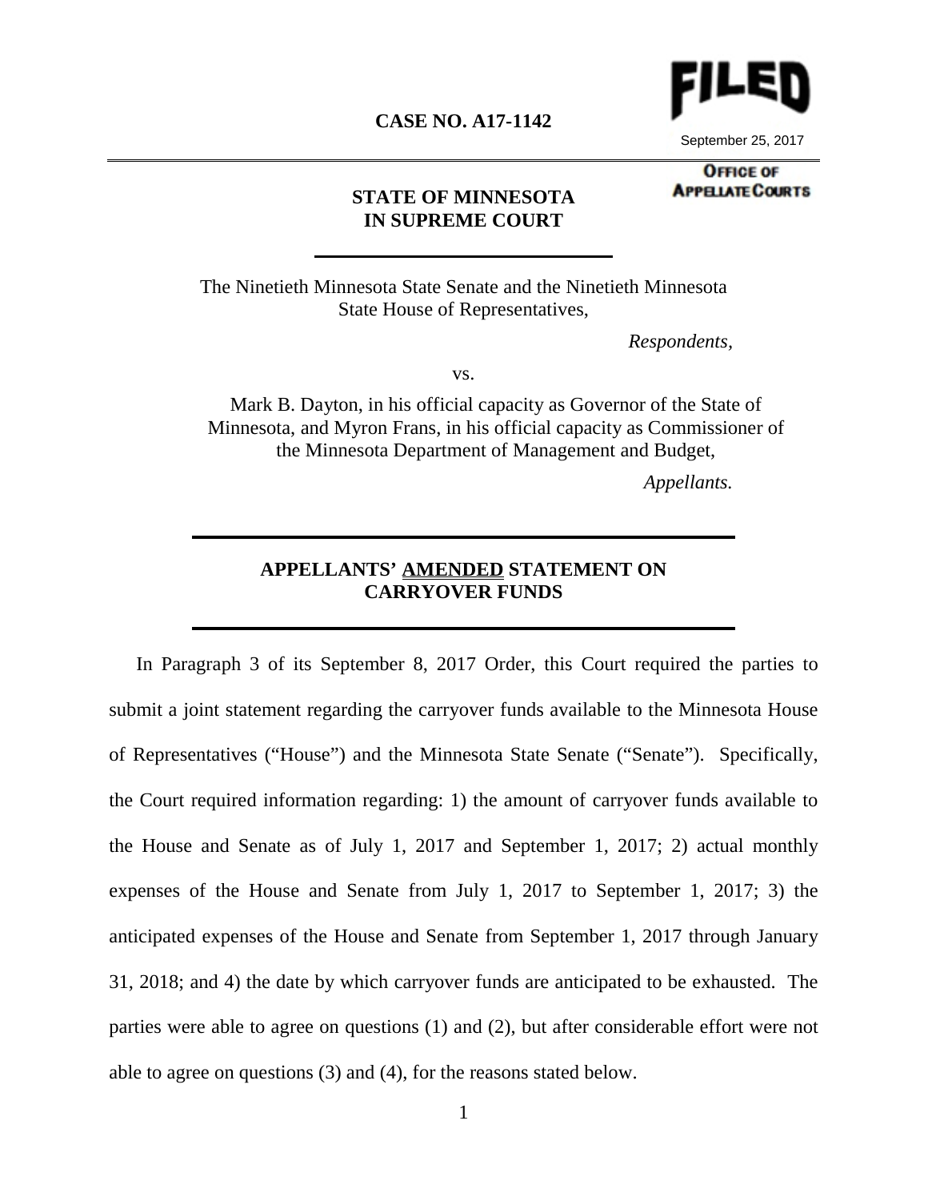**CASE NO. A17-1142**

FILED

September 25, 2017

OFFICE OF APPELLATE COURTS

**STATE OF MINNESOTA**
**IN SUPREME COURT**

The Ninetieth Minnesota State Senate and the Ninetieth Minnesota State House of Representatives,

*Respondents*,

vs.

Mark B. Dayton, in his official capacity as Governor of the State of Minnesota, and Myron Frans, in his official capacity as Commissioner of the Minnesota Department of Management and Budget,

*Appellants.*

## APPELLANTS' AMENDED STATEMENT ON CARRYOVER FUNDS

In Paragraph 3 of its September 8, 2017 Order, this Court required the parties to submit a joint statement regarding the carryover funds available to the Minnesota House of Representatives ("House") and the Minnesota State Senate ("Senate"). Specifically, the Court required information regarding: 1) the amount of carryover funds available to the House and Senate as of July 1, 2017 and September 1, 2017; 2) actual monthly expenses of the House and Senate from July 1, 2017 to September 1, 2017; 3) the anticipated expenses of the House and Senate from September 1, 2017 through January 31, 2018; and 4) the date by which carryover funds are anticipated to be exhausted. The parties were able to agree on questions (1) and (2), but after considerable effort were not able to agree on questions (3) and (4), for the reasons stated below.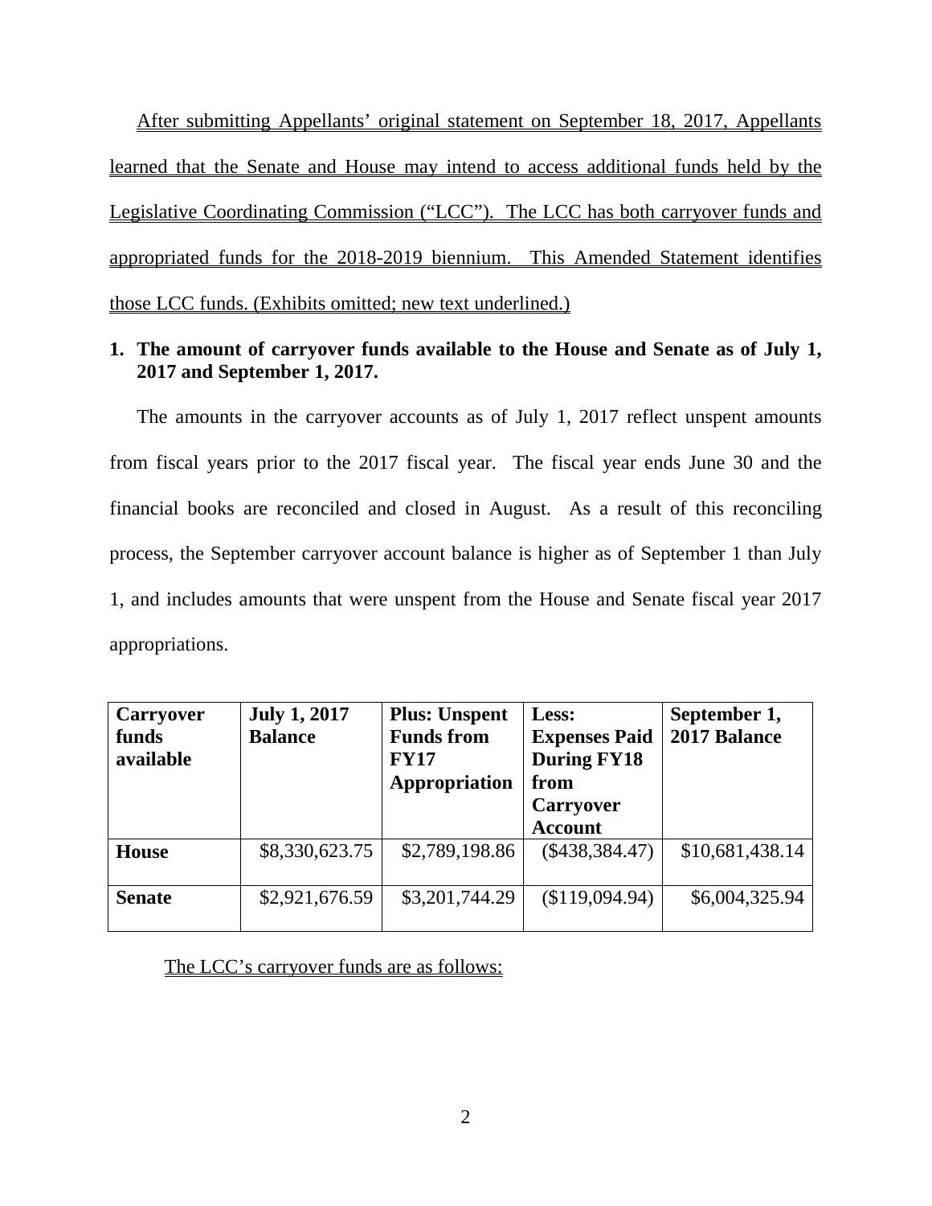After submitting Appellants' original statement on September 18, 2017, Appellants learned that the Senate and House may intend to access additional funds held by the Legislative Coordinating Commission ("LCC"). The LCC has both carryover funds and appropriated funds for the 2018-2019 biennium. This Amended Statement identifies those LCC funds. (Exhibits omitted; new text underlined.)

**1. The amount of carryover funds available to the House and Senate as of July 1, 2017 and September 1, 2017.**

The amounts in the carryover accounts as of July 1, 2017 reflect unspent amounts from fiscal years prior to the 2017 fiscal year. The fiscal year ends June 30 and the financial books are reconciled and closed in August. As a result of this reconciling process, the September carryover account balance is higher as of September 1 than July 1, and includes amounts that were unspent from the House and Senate fiscal year 2017 appropriations.

| Carryover funds available | July 1, 2017 Balance | Plus: Unspent Funds from FY17 Appropriation | Less: Expenses Paid During FY18 from Carryover Account | September 1, 2017 Balance |
|---|---|---|---|---|
| **House** | $8,330,623.75 | $2,789,198.86 | ($438,384.47) | $10,681,438.14 |
| **Senate** | $2,921,676.59 | $3,201,744.29 | ($119,094.94) | $6,004,325.94 |

The LCC's carryover funds are as follows: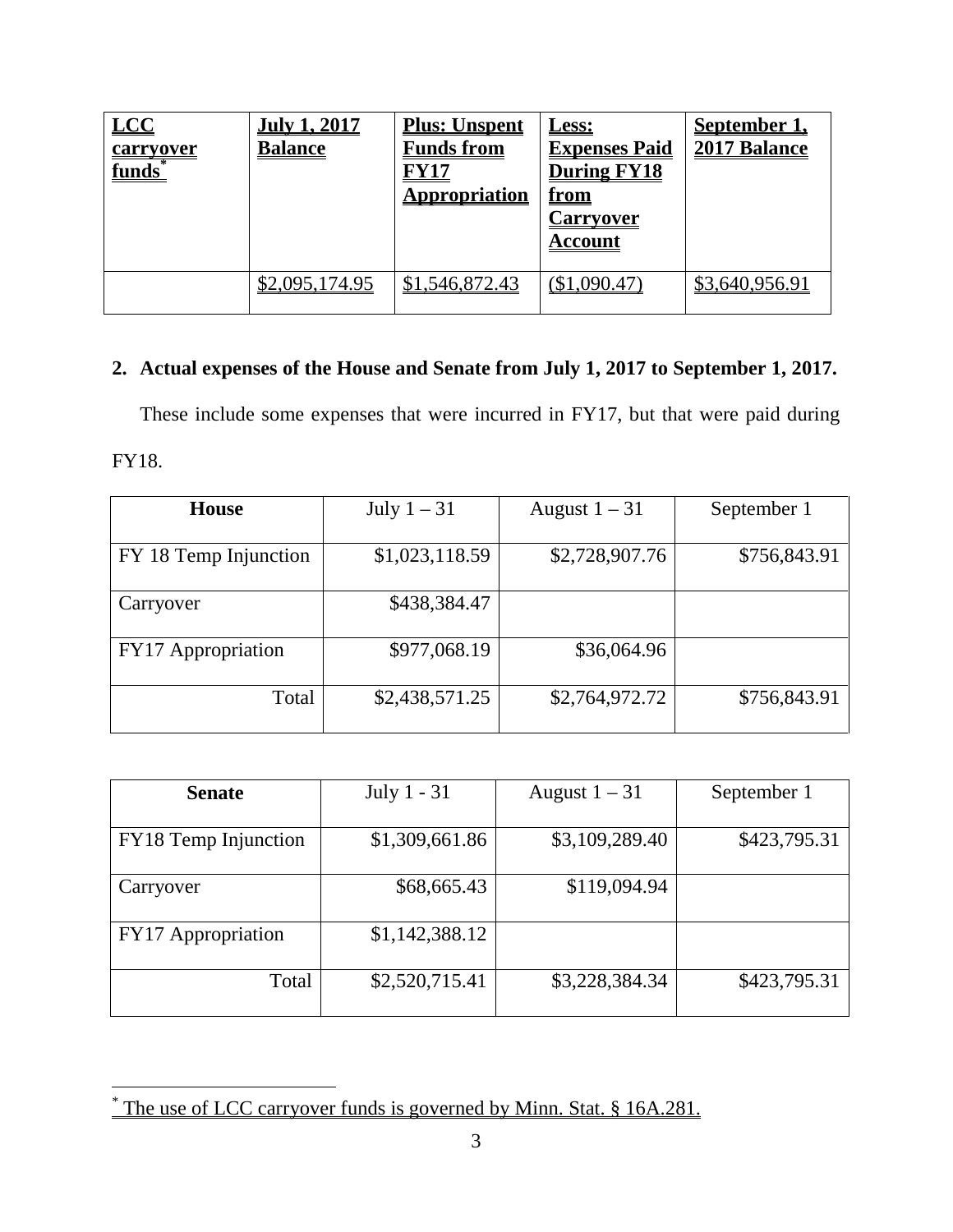| LCC carryover funds[*] | July 1, 2017 Balance | Plus: Unspent Funds from FY17 Appropriation | Less: Expenses Paid During FY18 from Carryover Account | September 1, 2017 Balance |
|---|---|---|---|---|
| | $2,095,174.95 | $1,546,872.43 | ($1,090.47) | $3,640,956.91 |

**2. Actual expenses of the House and Senate from July 1, 2017 to September 1, 2017.**

These include some expenses that were incurred in FY17, but that were paid during FY18.

| House | July 1 – 31 | August 1 – 31 | September 1 |
|---|---|---|---|
| FY 18 Temp Injunction | $1,023,118.59 | $2,728,907.76 | $756,843.91 |
| Carryover | $438,384.47 | | |
| FY17 Appropriation | $977,068.19 | $36,064.96 | |
| Total | $2,438,571.25 | $2,764,972.72 | $756,843.91 |

| Senate | July 1 - 31 | August 1 – 31 | September 1 |
|---|---|---|---|
| FY18 Temp Injunction | $1,309,661.86 | $3,109,289.40 | $423,795.31 |
| Carryover | $68,665.43 | $119,094.94 | |
| FY17 Appropriation | $1,142,388.12 | | |
| Total | $2,520,715.41 | $3,228,384.34 | $423,795.31 |

[*] The use of LCC carryover funds is governed by Minn. Stat. § 16A.281.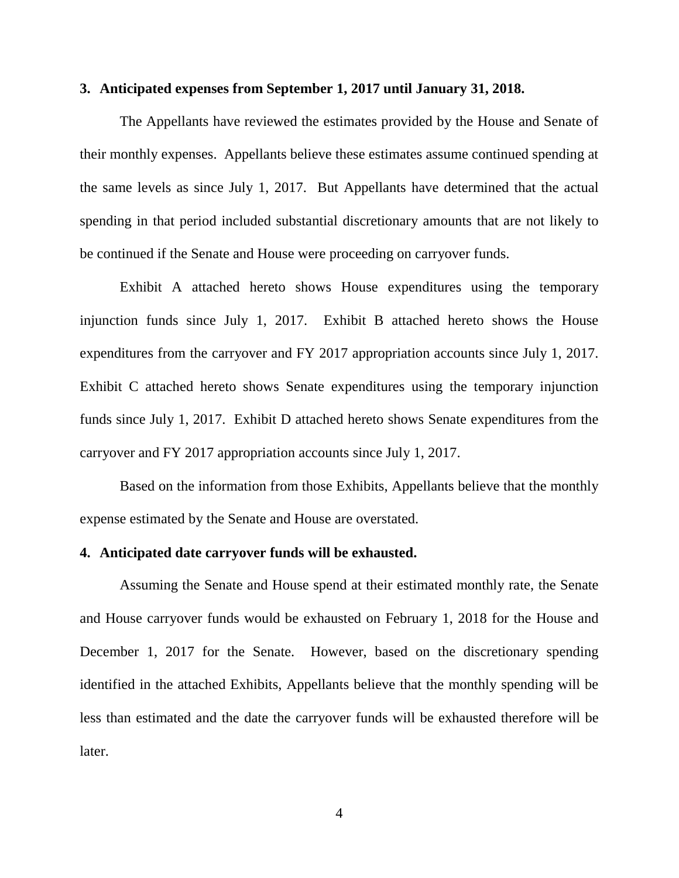**3. Anticipated expenses from September 1, 2017 until January 31, 2018.**

The Appellants have reviewed the estimates provided by the House and Senate of their monthly expenses. Appellants believe these estimates assume continued spending at the same levels as since July 1, 2017. But Appellants have determined that the actual spending in that period included substantial discretionary amounts that are not likely to be continued if the Senate and House were proceeding on carryover funds.

Exhibit A attached hereto shows House expenditures using the temporary injunction funds since July 1, 2017. Exhibit B attached hereto shows the House expenditures from the carryover and FY 2017 appropriation accounts since July 1, 2017. Exhibit C attached hereto shows Senate expenditures using the temporary injunction funds since July 1, 2017. Exhibit D attached hereto shows Senate expenditures from the carryover and FY 2017 appropriation accounts since July 1, 2017.

Based on the information from those Exhibits, Appellants believe that the monthly expense estimated by the Senate and House are overstated.

**4. Anticipated date carryover funds will be exhausted.**

Assuming the Senate and House spend at their estimated monthly rate, the Senate and House carryover funds would be exhausted on February 1, 2018 for the House and December 1, 2017 for the Senate. However, based on the discretionary spending identified in the attached Exhibits, Appellants believe that the monthly spending will be less than estimated and the date the carryover funds will be exhausted therefore will be later.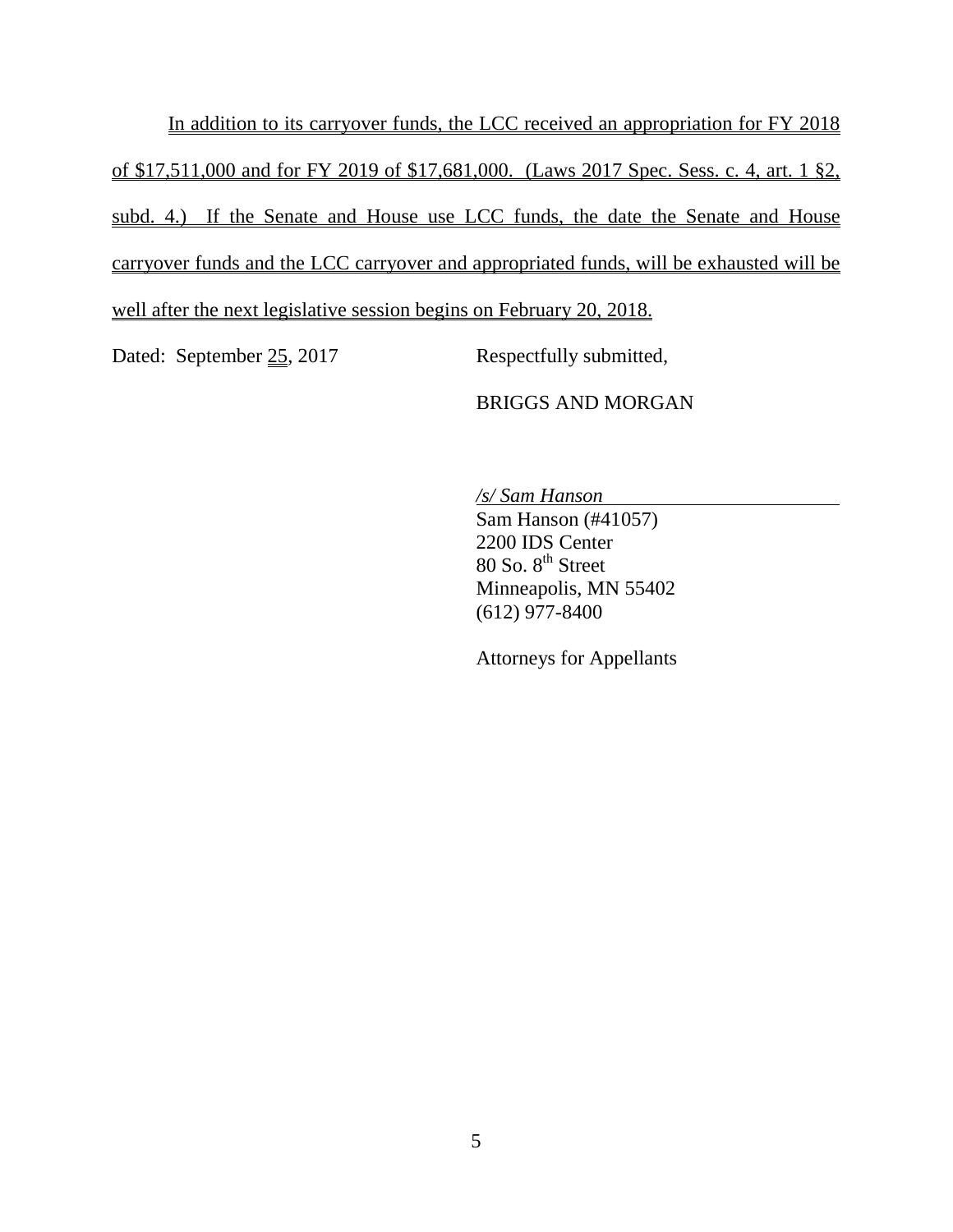In addition to its carryover funds, the LCC received an appropriation for FY 2018 of $17,511,000 and for FY 2019 of $17,681,000. (Laws 2017 Spec. Sess. c. 4, art. 1 §2, subd. 4.) If the Senate and House use LCC funds, the date the Senate and House carryover funds and the LCC carryover and appropriated funds, will be exhausted will be well after the next legislative session begins on February 20, 2018.

Dated: September 25, 2017

Respectfully submitted,

BRIGGS AND MORGAN

*/s/ Sam Hanson*
Sam Hanson (#41057)
2200 IDS Center
80 So. 8th Street
Minneapolis, MN 55402
(612) 977-8400

Attorneys for Appellants